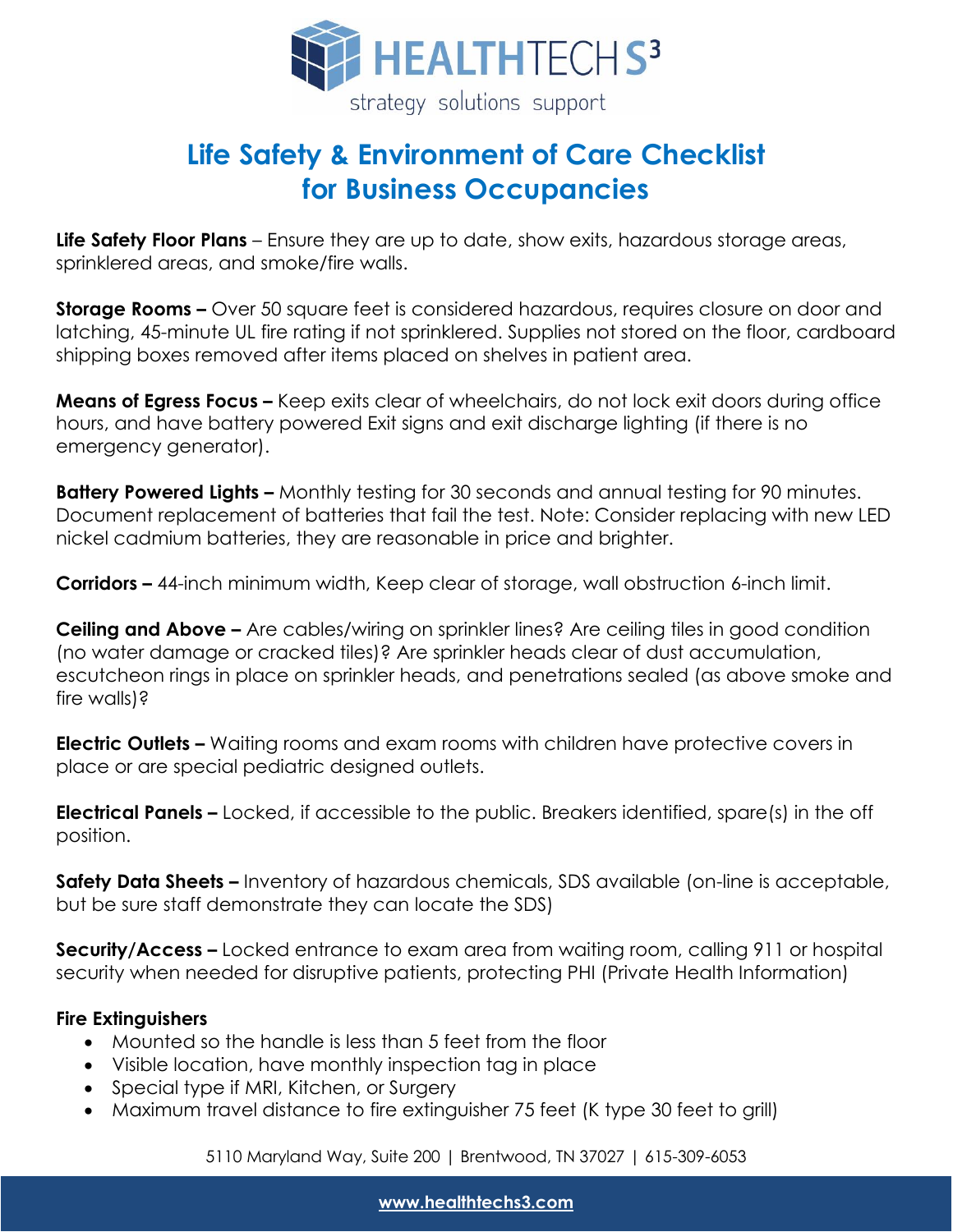HEALTHTECH S3

strategy solutions support

# Life Safety & Environment of Care Checklist for Business Occupancies

**Life Safety Floor Plans** – Ensure they are up to date, show exits, hazardous storage areas, sprinklered areas, and smoke/fire walls.

**Storage Rooms –** Over 50 square feet is considered hazardous, requires closure on door and latching, 45-minute UL fire rating if not sprinklered. Supplies not stored on the floor, cardboard shipping boxes removed after items placed on shelves in patient area.

**Means of Egress Focus –** Keep exits clear of wheelchairs, do not lock exit doors during office hours, and have battery powered Exit signs and exit discharge lighting (if there is no emergency generator).

**Battery Powered Lights –** Monthly testing for 30 seconds and annual testing for 90 minutes. Document replacement of batteries that fail the test. Note: Consider replacing with new LED nickel cadmium batteries, they are reasonable in price and brighter.

**Corridors –** 44-inch minimum width, Keep clear of storage, wall obstruction 6-inch limit.

**Ceiling and Above –** Are cables/wiring on sprinkler lines? Are ceiling tiles in good condition (no water damage or cracked tiles)? Are sprinkler heads clear of dust accumulation, escutcheon rings in place on sprinkler heads, and penetrations sealed (as above smoke and fire walls)?

**Electric Outlets –** Waiting rooms and exam rooms with children have protective covers in place or are special pediatric designed outlets.

**Electrical Panels –** Locked, if accessible to the public. Breakers identified, spare(s) in the off position.

**Safety Data Sheets –** Inventory of hazardous chemicals, SDS available (on-line is acceptable, but be sure staff demonstrate they can locate the SDS)

**Security/Access –** Locked entrance to exam area from waiting room, calling 911 or hospital security when needed for disruptive patients, protecting PHI (Private Health Information)

**Fire Extinguishers**

- Mounted so the handle is less than 5 feet from the floor
- Visible location, have monthly inspection tag in place
- Special type if MRI, Kitchen, or Surgery
- Maximum travel distance to fire extinguisher 75 feet (K type 30 feet to grill)

5110 Maryland Way, Suite 200 | Brentwood, TN 37027 | 615-309-6053

www.healthtechs3.com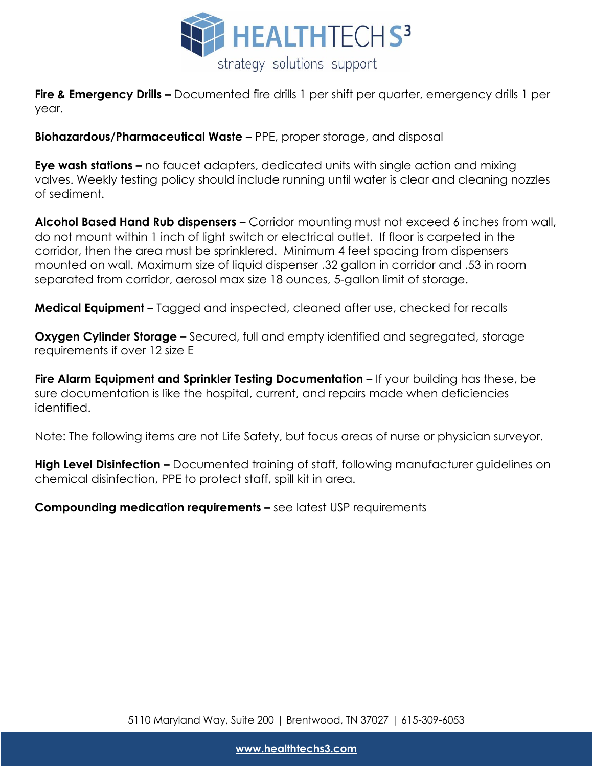**Fire & Emergency Drills –** Documented fire drills 1 per shift per quarter, emergency drills 1 per year.

**Biohazardous/Pharmaceutical Waste –** PPE, proper storage, and disposal

**Eye wash stations –** no faucet adapters, dedicated units with single action and mixing valves. Weekly testing policy should include running until water is clear and cleaning nozzles of sediment.

**Alcohol Based Hand Rub dispensers –** Corridor mounting must not exceed 6 inches from wall, do not mount within 1 inch of light switch or electrical outlet. If floor is carpeted in the corridor, then the area must be sprinklered. Minimum 4 feet spacing from dispensers mounted on wall. Maximum size of liquid dispenser .32 gallon in corridor and .53 in room separated from corridor, aerosol max size 18 ounces, 5-gallon limit of storage.

**Medical Equipment –** Tagged and inspected, cleaned after use, checked for recalls

**Oxygen Cylinder Storage –** Secured, full and empty identified and segregated, storage requirements if over 12 size E

**Fire Alarm Equipment and Sprinkler Testing Documentation –** If your building has these, be sure documentation is like the hospital, current, and repairs made when deficiencies identified.

Note: The following items are not Life Safety, but focus areas of nurse or physician surveyor.

**High Level Disinfection –** Documented training of staff, following manufacturer guidelines on chemical disinfection, PPE to protect staff, spill kit in area.

**Compounding medication requirements –** see latest USP requirements